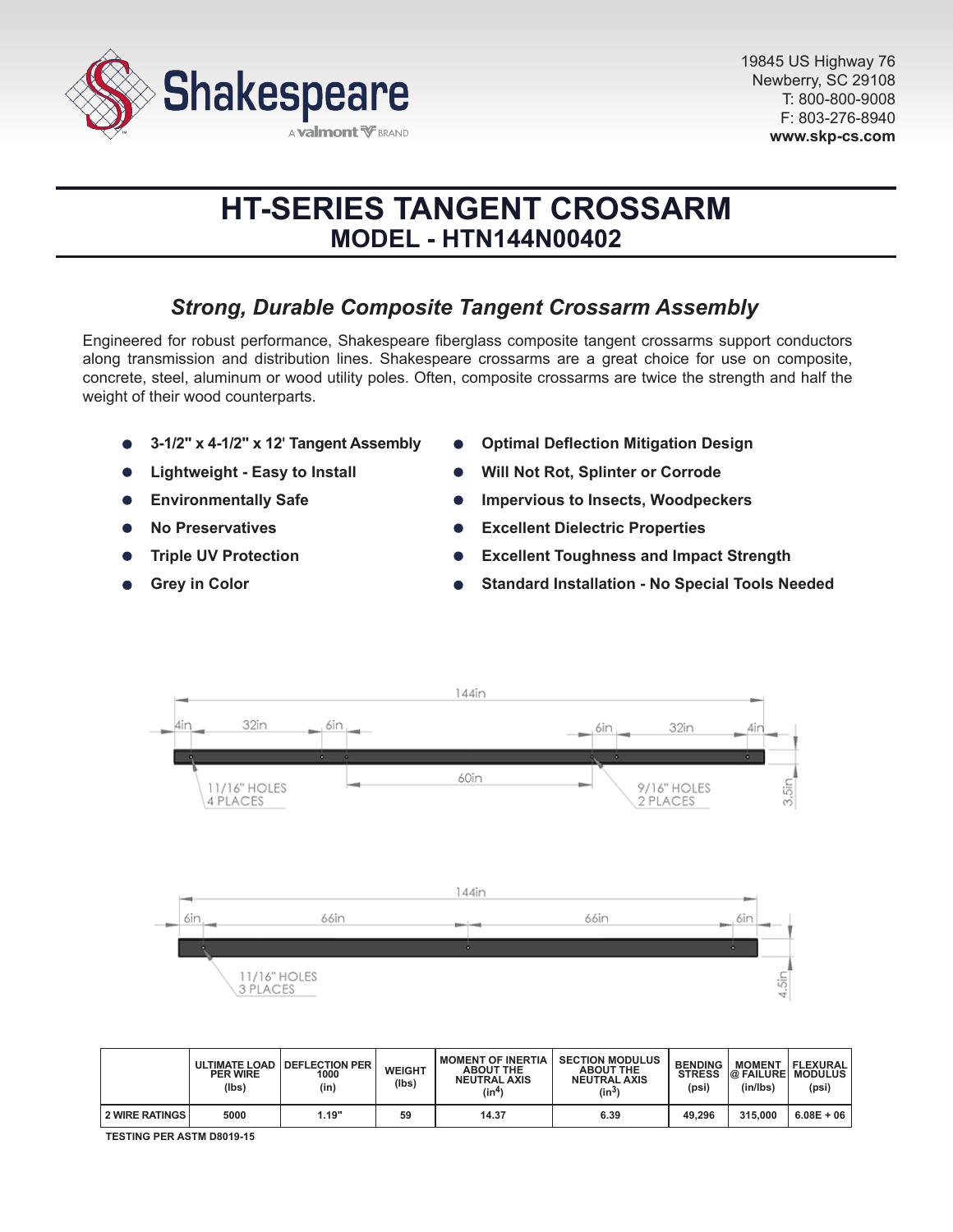Shakespeare

A valmont BRAND

19845 US Highway 76
Newberry, SC 29108
T: 800-800-9008
F: 803-276-8940
**www.skp-cs.com**

# HT-SERIES TANGENT CROSSARM
## MODEL - HTN144N00402

### *Strong, Durable Composite Tangent Crossarm Assembly*

Engineered for robust performance, Shakespeare fiberglass composite tangent crossarms support conductors along transmission and distribution lines. Shakespeare crossarms are a great choice for use on composite, concrete, steel, aluminum or wood utility poles. Often, composite crossarms are twice the strength and half the weight of their wood counterparts.

- **3-1/2" x 4-1/2" x 12' Tangent Assembly**
- **Lightweight - Easy to Install**
- **Environmentally Safe**
- **No Preservatives**
- **Triple UV Protection**
- **Grey in Color**
- **Optimal Deflection Mitigation Design**
- **Will Not Rot, Splinter or Corrode**
- **Impervious to Insects, Woodpeckers**
- **Excellent Dielectric Properties**
- **Excellent Toughness and Impact Strength**
- **Standard Installation - No Special Tools Needed**

144in
4in | 32in | 6in | 60in | 6in | 32in | 4in
11/16" HOLES 4 PLACES
9/16" HOLES 2 PLACES
3.5in

144in
6in | 66in | 66in | 6in
11/16" HOLES 3 PLACES
4.5in

| | ULTIMATE LOAD PER WIRE (lbs) | DEFLECTION PER 1000 (in) | WEIGHT (lbs) | MOMENT OF INERTIA ABOUT THE NEUTRAL AXIS ($in^4$) | SECTION MODULUS ABOUT THE NEUTRAL AXIS ($in^3$) | BENDING STRESS (psi) | MOMENT @ FAILURE (in/lbs) | FLEXURAL MODULUS (psi) |
|---|---|---|---|---|---|---|---|---|
| 2 WIRE RATINGS | 5000 | 1.19" | 59 | 14.37 | 6.39 | 49,296 | 315,000 | 6.08E + 06 |

TESTING PER ASTM D8019-15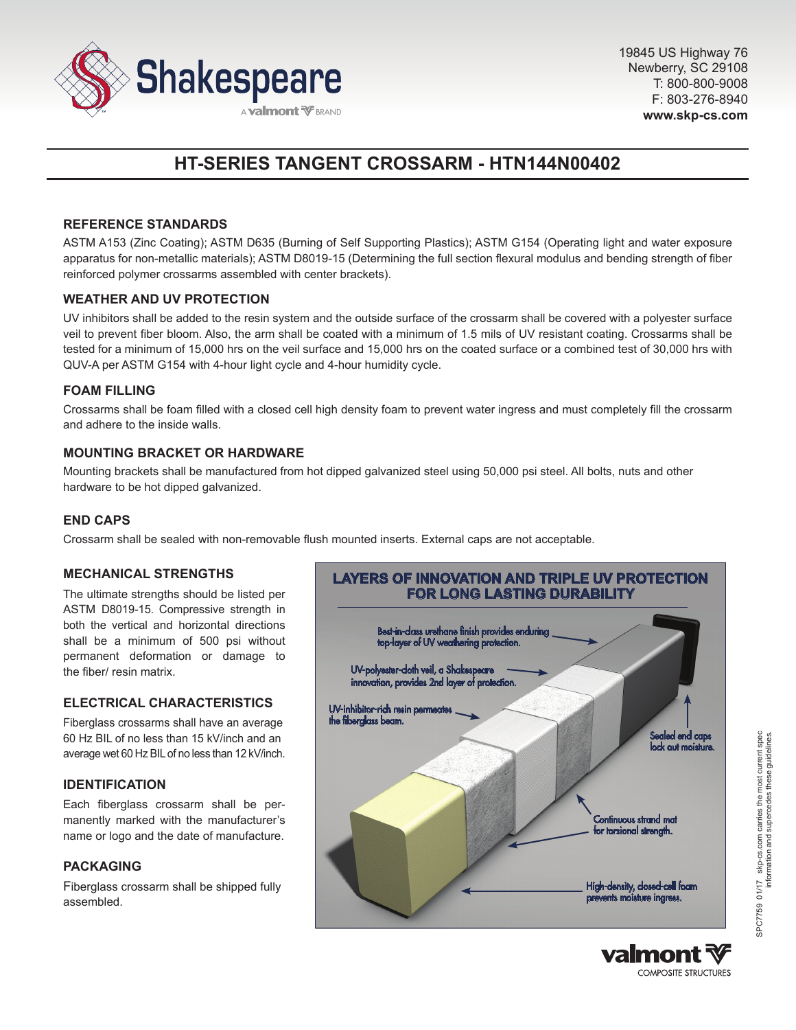Shakespeare

A valmont BRAND

19845 US Highway 76
Newberry, SC 29108
T: 800-800-9008
F: 803-276-8940
**www.skp-cs.com**

# HT-SERIES TANGENT CROSSARM - HTN144N00402

## REFERENCE STANDARDS

ASTM A153 (Zinc Coating); ASTM D635 (Burning of Self Supporting Plastics); ASTM G154 (Operating light and water exposure apparatus for non-metallic materials); ASTM D8019-15 (Determining the full section flexural modulus and bending strength of fiber reinforced polymer crossarms assembled with center brackets).

## WEATHER AND UV PROTECTION

UV inhibitors shall be added to the resin system and the outside surface of the crossarm shall be covered with a polyester surface veil to prevent fiber bloom. Also, the arm shall be coated with a minimum of 1.5 mils of UV resistant coating. Crossarms shall be tested for a minimum of 15,000 hrs on the veil surface and 15,000 hrs on the coated surface or a combined test of 30,000 hrs with QUV-A per ASTM G154 with 4-hour light cycle and 4-hour humidity cycle.

## FOAM FILLING

Crossarms shall be foam filled with a closed cell high density foam to prevent water ingress and must completely fill the crossarm and adhere to the inside walls.

## MOUNTING BRACKET OR HARDWARE

Mounting brackets shall be manufactured from hot dipped galvanized steel using 50,000 psi steel. All bolts, nuts and other hardware to be hot dipped galvanized.

## END CAPS

Crossarm shall be sealed with non-removable flush mounted inserts. External caps are not acceptable.

## MECHANICAL STRENGTHS

The ultimate strengths should be listed per ASTM D8019-15. Compressive strength in both the vertical and horizontal directions shall be a minimum of 500 psi without permanent deformation or damage to the fiber/ resin matrix.

## ELECTRICAL CHARACTERISTICS

Fiberglass crossarms shall have an average 60 Hz BIL of no less than 15 kV/inch and an average wet 60 Hz BIL of no less than 12 kV/inch.

## IDENTIFICATION

Each fiberglass crossarm shall be permanently marked with the manufacturer's name or logo and the date of manufacture.

## PACKAGING

Fiberglass crossarm shall be shipped fully assembled.

LAYERS OF INNOVATION AND TRIPLE UV PROTECTION FOR LONG LASTING DURABILITY

Best-in-class urethane finish provides enduring top-layer of UV weathering protection.

UV-polyester-cloth veil, a Shakespeare innovation, provides 2nd layer of protection.

UV-inhibitor-rich resin permeates the fiberglass beam.

Sealed end caps lock out moisture.

Continuous strand mat for torsional strength.

High-density, closed-cell foam prevents moisture ingress.

valmont COMPOSITE STRUCTURES

SPC7759 01/17 skp-cs.com carries the most current spec information and supercedes these guidelines.